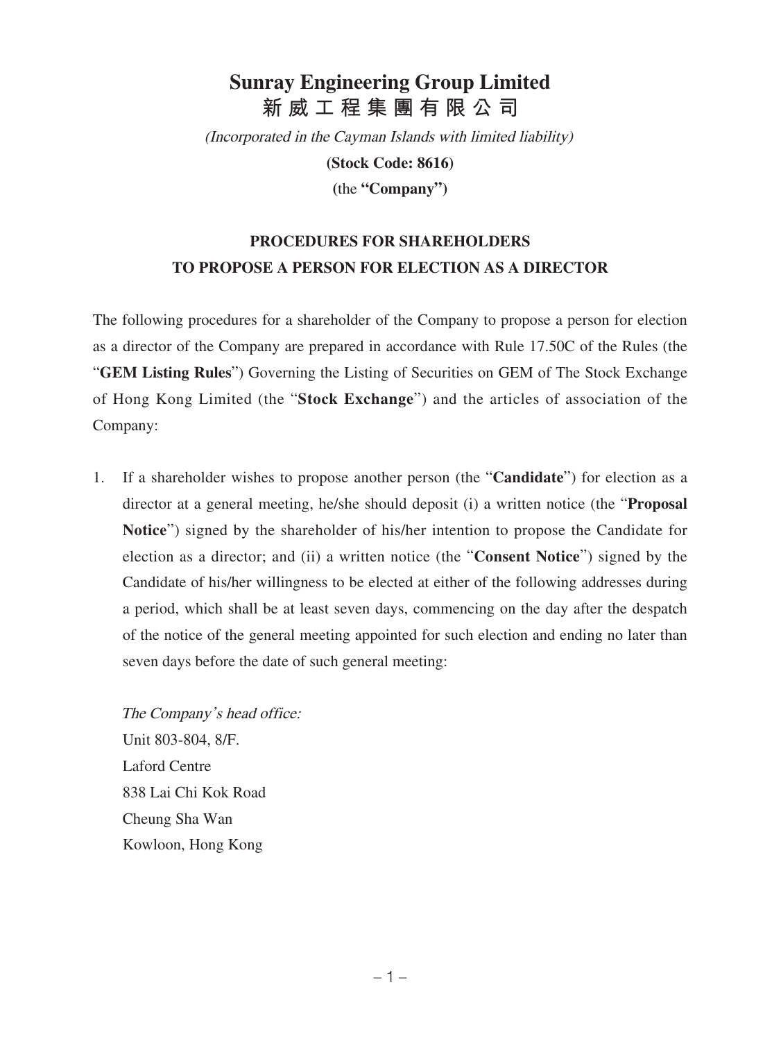# Sunray Engineering Group Limited
# 新威工程集團有限公司

*(Incorporated in the Cayman Islands with limited liability)*

**(Stock Code: 8616)**

(the **"Company"**)

## PROCEDURES FOR SHAREHOLDERS TO PROPOSE A PERSON FOR ELECTION AS A DIRECTOR

The following procedures for a shareholder of the Company to propose a person for election as a director of the Company are prepared in accordance with Rule 17.50C of the Rules (the "**GEM Listing Rules**") Governing the Listing of Securities on GEM of The Stock Exchange of Hong Kong Limited (the "**Stock Exchange**") and the articles of association of the Company:

1. If a shareholder wishes to propose another person (the "**Candidate**") for election as a director at a general meeting, he/she should deposit (i) a written notice (the "**Proposal Notice**") signed by the shareholder of his/her intention to propose the Candidate for election as a director; and (ii) a written notice (the "**Consent Notice**") signed by the Candidate of his/her willingness to be elected at either of the following addresses during a period, which shall be at least seven days, commencing on the day after the despatch of the notice of the general meeting appointed for such election and ending no later than seven days before the date of such general meeting:

   *The Company's head office:*
   Unit 803-804, 8/F.
   Laford Centre
   838 Lai Chi Kok Road
   Cheung Sha Wan
   Kowloon, Hong Kong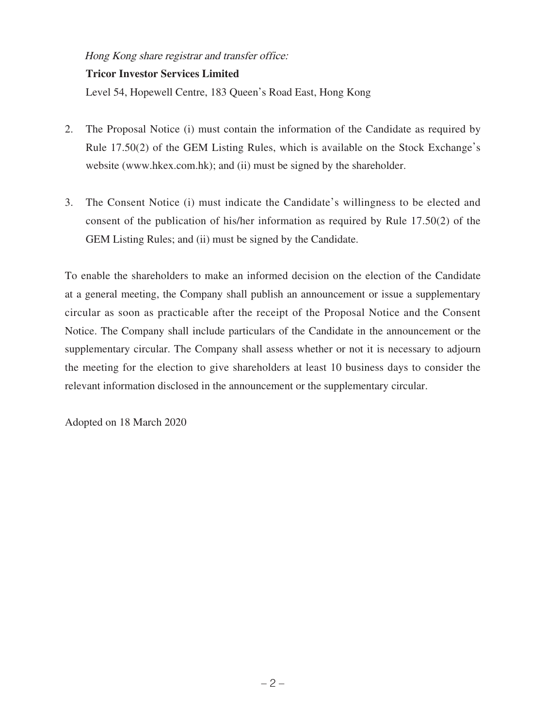*Hong Kong share registrar and transfer office:*

**Tricor Investor Services Limited**

Level 54, Hopewell Centre, 183 Queen's Road East, Hong Kong

2. The Proposal Notice (i) must contain the information of the Candidate as required by Rule 17.50(2) of the GEM Listing Rules, which is available on the Stock Exchange's website (www.hkex.com.hk); and (ii) must be signed by the shareholder.

3. The Consent Notice (i) must indicate the Candidate's willingness to be elected and consent of the publication of his/her information as required by Rule 17.50(2) of the GEM Listing Rules; and (ii) must be signed by the Candidate.

To enable the shareholders to make an informed decision on the election of the Candidate at a general meeting, the Company shall publish an announcement or issue a supplementary circular as soon as practicable after the receipt of the Proposal Notice and the Consent Notice. The Company shall include particulars of the Candidate in the announcement or the supplementary circular. The Company shall assess whether or not it is necessary to adjourn the meeting for the election to give shareholders at least 10 business days to consider the relevant information disclosed in the announcement or the supplementary circular.

Adopted on 18 March 2020